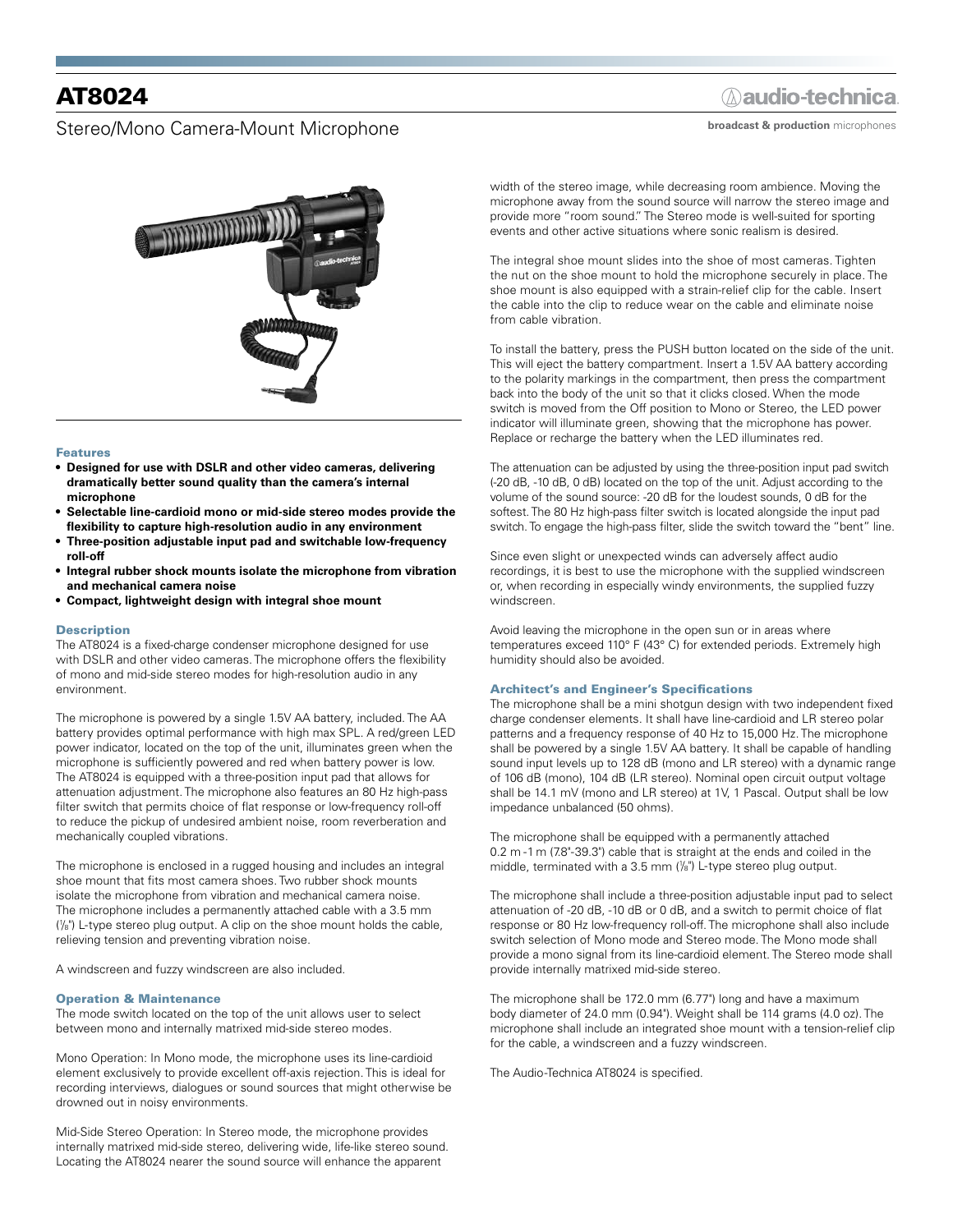# AT8024

## Stereo/Mono Camera-Mount Microphone

audio-technica

**broadcast & production** microphones

### Features

- **Designed for use with DSLR and other video cameras, delivering dramatically better sound quality than the camera's internal microphone**
- **Selectable line-cardioid mono or mid-side stereo modes provide the flexibility to capture high-resolution audio in any environment**
- **Three-position adjustable input pad and switchable low-frequency roll-off**
- **Integral rubber shock mounts isolate the microphone from vibration and mechanical camera noise**
- **Compact, lightweight design with integral shoe mount**

### Description

The AT8024 is a fixed-charge condenser microphone designed for use with DSLR and other video cameras. The microphone offers the flexibility of mono and mid-side stereo modes for high-resolution audio in any environment.

The microphone is powered by a single 1.5V AA battery, included. The AA battery provides optimal performance with high max SPL. A red/green LED power indicator, located on the top of the unit, illuminates green when the microphone is sufficiently powered and red when battery power is low. The AT8024 is equipped with a three-position input pad that allows for attenuation adjustment. The microphone also features an 80 Hz high-pass filter switch that permits choice of flat response or low-frequency roll-off to reduce the pickup of undesired ambient noise, room reverberation and mechanically coupled vibrations.

The microphone is enclosed in a rugged housing and includes an integral shoe mount that fits most camera shoes. Two rubber shock mounts isolate the microphone from vibration and mechanical camera noise. The microphone includes a permanently attached cable with a 3.5 mm (⅛") L-type stereo plug output. A clip on the shoe mount holds the cable, relieving tension and preventing vibration noise.

A windscreen and fuzzy windscreen are also included.

### Operation & Maintenance

The mode switch located on the top of the unit allows user to select between mono and internally matrixed mid-side stereo modes.

Mono Operation: In Mono mode, the microphone uses its line-cardioid element exclusively to provide excellent off-axis rejection. This is ideal for recording interviews, dialogues or sound sources that might otherwise be drowned out in noisy environments.

Mid-Side Stereo Operation: In Stereo mode, the microphone provides internally matrixed mid-side stereo, delivering wide, life-like stereo sound. Locating the AT8024 nearer the sound source will enhance the apparent width of the stereo image, while decreasing room ambience. Moving the microphone away from the sound source will narrow the stereo image and provide more "room sound." The Stereo mode is well-suited for sporting events and other active situations where sonic realism is desired.

The integral shoe mount slides into the shoe of most cameras. Tighten the nut on the shoe mount to hold the microphone securely in place. The shoe mount is also equipped with a strain-relief clip for the cable. Insert the cable into the clip to reduce wear on the cable and eliminate noise from cable vibration.

To install the battery, press the PUSH button located on the side of the unit. This will eject the battery compartment. Insert a 1.5V AA battery according to the polarity markings in the compartment, then press the compartment back into the body of the unit so that it clicks closed. When the mode switch is moved from the Off position to Mono or Stereo, the LED power indicator will illuminate green, showing that the microphone has power. Replace or recharge the battery when the LED illuminates red.

The attenuation can be adjusted by using the three-position input pad switch (-20 dB, -10 dB, 0 dB) located on the top of the unit. Adjust according to the volume of the sound source: -20 dB for the loudest sounds, 0 dB for the softest. The 80 Hz high-pass filter switch is located alongside the input pad switch. To engage the high-pass filter, slide the switch toward the "bent" line.

Since even slight or unexpected winds can adversely affect audio recordings, it is best to use the microphone with the supplied windscreen or, when recording in especially windy environments, the supplied fuzzy windscreen.

Avoid leaving the microphone in the open sun or in areas where temperatures exceed 110° F (43° C) for extended periods. Extremely high humidity should also be avoided.

### Architect's and Engineer's Specifications

The microphone shall be a mini shotgun design with two independent fixed charge condenser elements. It shall have line-cardioid and LR stereo polar patterns and a frequency response of 40 Hz to 15,000 Hz. The microphone shall be powered by a single 1.5V AA battery. It shall be capable of handling sound input levels up to 128 dB (mono and LR stereo) with a dynamic range of 106 dB (mono), 104 dB (LR stereo). Nominal open circuit output voltage shall be 14.1 mV (mono and LR stereo) at 1V, 1 Pascal. Output shall be low impedance unbalanced (50 ohms).

The microphone shall be equipped with a permanently attached 0.2 m -1 m (7.8"-39.3") cable that is straight at the ends and coiled in the middle, terminated with a 3.5 mm (⅛") L-type stereo plug output.

The microphone shall include a three-position adjustable input pad to select attenuation of -20 dB, -10 dB or 0 dB, and a switch to permit choice of flat response or 80 Hz low-frequency roll-off. The microphone shall also include switch selection of Mono mode and Stereo mode. The Mono mode shall provide a mono signal from its line-cardioid element. The Stereo mode shall provide internally matrixed mid-side stereo.

The microphone shall be 172.0 mm (6.77") long and have a maximum body diameter of 24.0 mm (0.94"). Weight shall be 114 grams (4.0 oz). The microphone shall include an integrated shoe mount with a tension-relief clip for the cable, a windscreen and a fuzzy windscreen.

The Audio-Technica AT8024 is specified.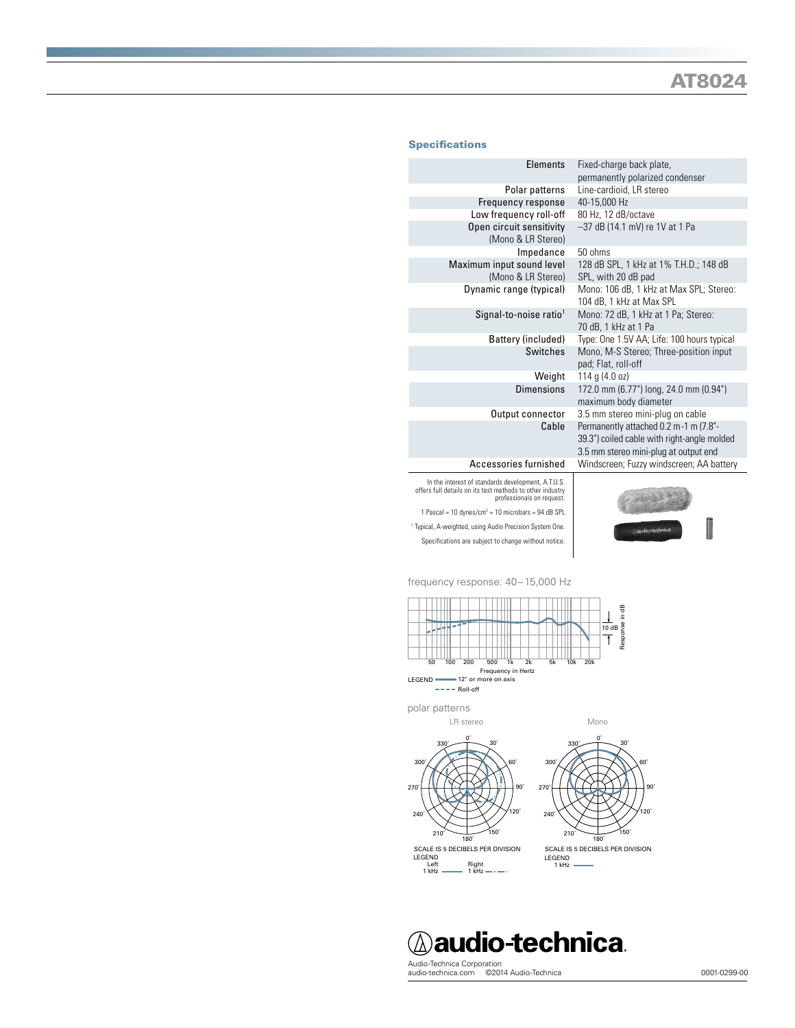# AT8024

### Specifications

| | |
|---|---|
| Elements | Fixed-charge back plate, permanently polarized condenser |
| Polar patterns | Line-cardioid, LR stereo |
| Frequency response | 40-15,000 Hz |
| Low frequency roll-off | 80 Hz, 12 dB/octave |
| Open circuit sensitivity (Mono & LR Stereo) | –37 dB (14.1 mV) re 1V at 1 Pa |
| Impedance | 50 ohms |
| Maximum input sound level (Mono & LR Stereo) | 128 dB SPL, 1 kHz at 1% T.H.D.; 148 dB SPL, with 20 dB pad |
| Dynamic range (typical) | Mono: 106 dB, 1 kHz at Max SPL; Stereo: 104 dB, 1 kHz at Max SPL |
| Signal-to-noise ratio[1] | Mono: 72 dB, 1 kHz at 1 Pa; Stereo: 70 dB, 1 kHz at 1 Pa |
| Battery (included) | Type: One 1.5V AA; Life: 100 hours typical |
| Switches | Mono, M-S Stereo; Three-position input pad; Flat, roll-off |
| Weight | 114 g (4.0 oz) |
| Dimensions | 172.0 mm (6.77") long, 24.0 mm (0.94") maximum body diameter |
| Output connector | 3.5 mm stereo mini-plug on cable |
| Cable | Permanently attached 0.2 m-1 m (7.8"-39.3") coiled cable with right-angle molded 3.5 mm stereo mini-plug at output end |
| Accessories furnished | Windscreen; Fuzzy windscreen; AA battery |

In the interest of standards development, A.T.U.S. offers full details on its test methods to other industry professionals on request.

1 Pascal = 10 dynes/cm$^2$ = 10 microbars = 94 dB SPL

[1] Typical, A-weighted, using Audio Precision System One.

Specifications are subject to change without notice.

frequency response: 40–15,000 Hz

50 100 200 500 1k 2k 5k 10k 20k

Frequency in Hertz

10 dB

Response in dB

LEGEND — 12" or more on axis

- - - - Roll-off

polar patterns

LR stereo

0° 30° 60° 90° 120° 150° 180° 210° 240° 270° 300° 330°

SCALE IS 5 DECIBELS PER DIVISION

LEGEND

Left 1 kHz

Right 1 kHz

Mono

0° 30° 60° 90° 120° 150° 180° 210° 240° 270° 300° 330°

SCALE IS 5 DECIBELS PER DIVISION

LEGEND

1 kHz

audio-technica

Audio-Technica Corporation

audio-technica.com ©2014 Audio-Technica

0001-0299-00